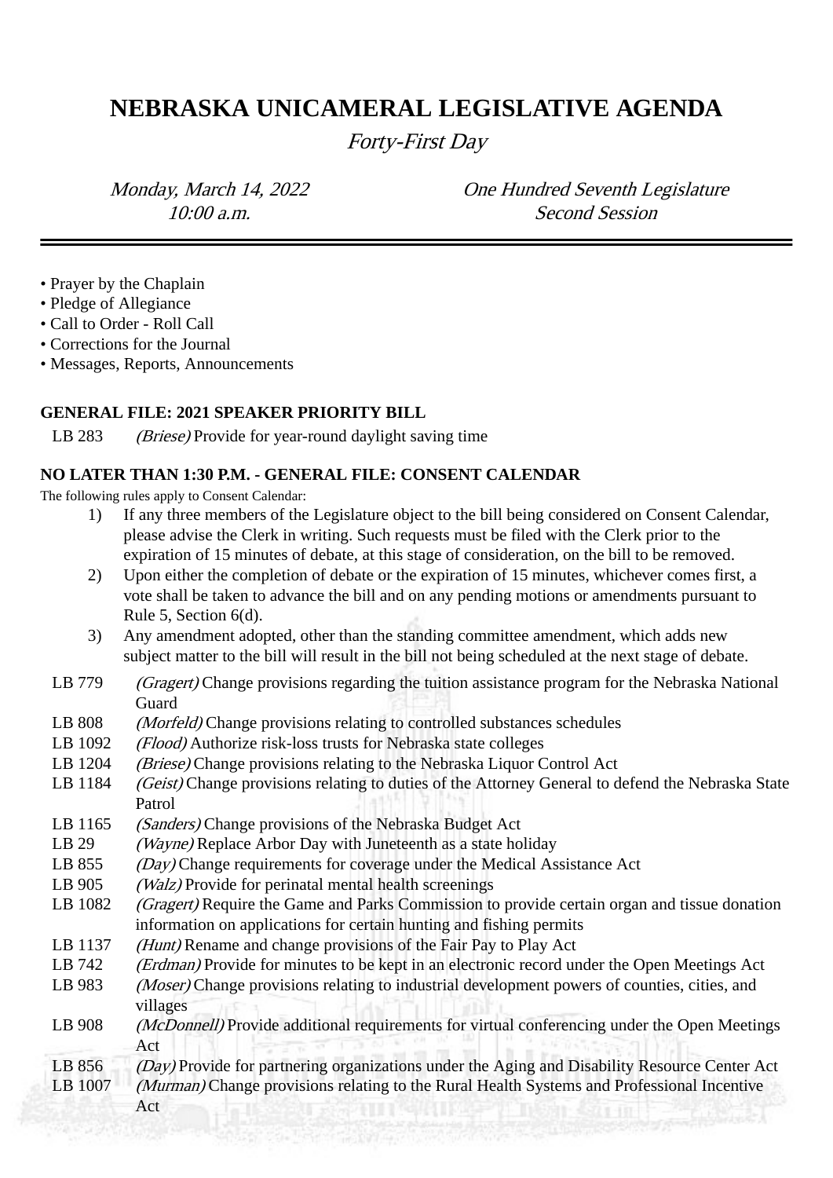# NEBRASKA UNICAMERAL LEGISLATIVE AGENDA

*Forty-First Day*

*Monday, March 14, 2022*
*10:00 a.m.*

*One Hundred Seventh Legislature*
*Second Session*

---

- Prayer by the Chaplain
- Pledge of Allegiance
- Call to Order - Roll Call
- Corrections for the Journal
- Messages, Reports, Announcements

**GENERAL FILE: 2021 SPEAKER PRIORITY BILL**

LB 283 *(Briese)* Provide for year-round daylight saving time

**NO LATER THAN 1:30 P.M. - GENERAL FILE: CONSENT CALENDAR**

The following rules apply to Consent Calendar:

1) If any three members of the Legislature object to the bill being considered on Consent Calendar, please advise the Clerk in writing. Such requests must be filed with the Clerk prior to the expiration of 15 minutes of debate, at this stage of consideration, on the bill to be removed.
2) Upon either the completion of debate or the expiration of 15 minutes, whichever comes first, a vote shall be taken to advance the bill and on any pending motions or amendments pursuant to Rule 5, Section 6(d).
3) Any amendment adopted, other than the standing committee amendment, which adds new subject matter to the bill will result in the bill not being scheduled at the next stage of debate.

LB 779 *(Gragert)* Change provisions regarding the tuition assistance program for the Nebraska National Guard

LB 808 *(Morfeld)* Change provisions relating to controlled substances schedules

LB 1092 *(Flood)* Authorize risk-loss trusts for Nebraska state colleges

LB 1204 *(Briese)* Change provisions relating to the Nebraska Liquor Control Act

LB 1184 *(Geist)* Change provisions relating to duties of the Attorney General to defend the Nebraska State Patrol

LB 1165 *(Sanders)* Change provisions of the Nebraska Budget Act

LB 29 *(Wayne)* Replace Arbor Day with Juneteenth as a state holiday

LB 855 *(Day)* Change requirements for coverage under the Medical Assistance Act

LB 905 *(Walz)* Provide for perinatal mental health screenings

LB 1082 *(Gragert)* Require the Game and Parks Commission to provide certain organ and tissue donation information on applications for certain hunting and fishing permits

LB 1137 *(Hunt)* Rename and change provisions of the Fair Pay to Play Act

LB 742 *(Erdman)* Provide for minutes to be kept in an electronic record under the Open Meetings Act

LB 983 *(Moser)* Change provisions relating to industrial development powers of counties, cities, and villages

LB 908 *(McDonnell)* Provide additional requirements for virtual conferencing under the Open Meetings Act

LB 856 *(Day)* Provide for partnering organizations under the Aging and Disability Resource Center Act

LB 1007 *(Murman)* Change provisions relating to the Rural Health Systems and Professional Incentive Act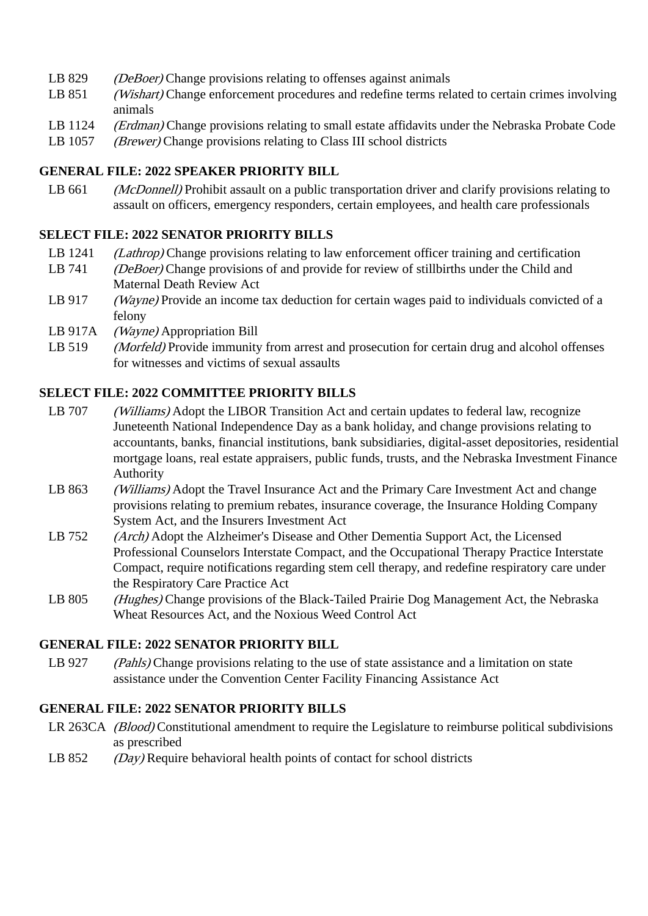- LB 829 *(DeBoer)* Change provisions relating to offenses against animals
- LB 851 *(Wishart)* Change enforcement procedures and redefine terms related to certain crimes involving animals
- LB 1124 *(Erdman)* Change provisions relating to small estate affidavits under the Nebraska Probate Code
- LB 1057 *(Brewer)* Change provisions relating to Class III school districts

**GENERAL FILE: 2022 SPEAKER PRIORITY BILL**

- LB 661 *(McDonnell)* Prohibit assault on a public transportation driver and clarify provisions relating to assault on officers, emergency responders, certain employees, and health care professionals

**SELECT FILE: 2022 SENATOR PRIORITY BILLS**

- LB 1241 *(Lathrop)* Change provisions relating to law enforcement officer training and certification
- LB 741 *(DeBoer)* Change provisions of and provide for review of stillbirths under the Child and Maternal Death Review Act
- LB 917 *(Wayne)* Provide an income tax deduction for certain wages paid to individuals convicted of a felony
- LB 917A *(Wayne)* Appropriation Bill
- LB 519 *(Morfeld)* Provide immunity from arrest and prosecution for certain drug and alcohol offenses for witnesses and victims of sexual assaults

**SELECT FILE: 2022 COMMITTEE PRIORITY BILLS**

- LB 707 *(Williams)* Adopt the LIBOR Transition Act and certain updates to federal law, recognize Juneteenth National Independence Day as a bank holiday, and change provisions relating to accountants, banks, financial institutions, bank subsidiaries, digital-asset depositories, residential mortgage loans, real estate appraisers, public funds, trusts, and the Nebraska Investment Finance Authority
- LB 863 *(Williams)* Adopt the Travel Insurance Act and the Primary Care Investment Act and change provisions relating to premium rebates, insurance coverage, the Insurance Holding Company System Act, and the Insurers Investment Act
- LB 752 *(Arch)* Adopt the Alzheimer's Disease and Other Dementia Support Act, the Licensed Professional Counselors Interstate Compact, and the Occupational Therapy Practice Interstate Compact, require notifications regarding stem cell therapy, and redefine respiratory care under the Respiratory Care Practice Act
- LB 805 *(Hughes)* Change provisions of the Black-Tailed Prairie Dog Management Act, the Nebraska Wheat Resources Act, and the Noxious Weed Control Act

**GENERAL FILE: 2022 SENATOR PRIORITY BILL**

- LB 927 *(Pahls)* Change provisions relating to the use of state assistance and a limitation on state assistance under the Convention Center Facility Financing Assistance Act

**GENERAL FILE: 2022 SENATOR PRIORITY BILLS**

- LR 263CA *(Blood)* Constitutional amendment to require the Legislature to reimburse political subdivisions as prescribed
- LB 852 *(Day)* Require behavioral health points of contact for school districts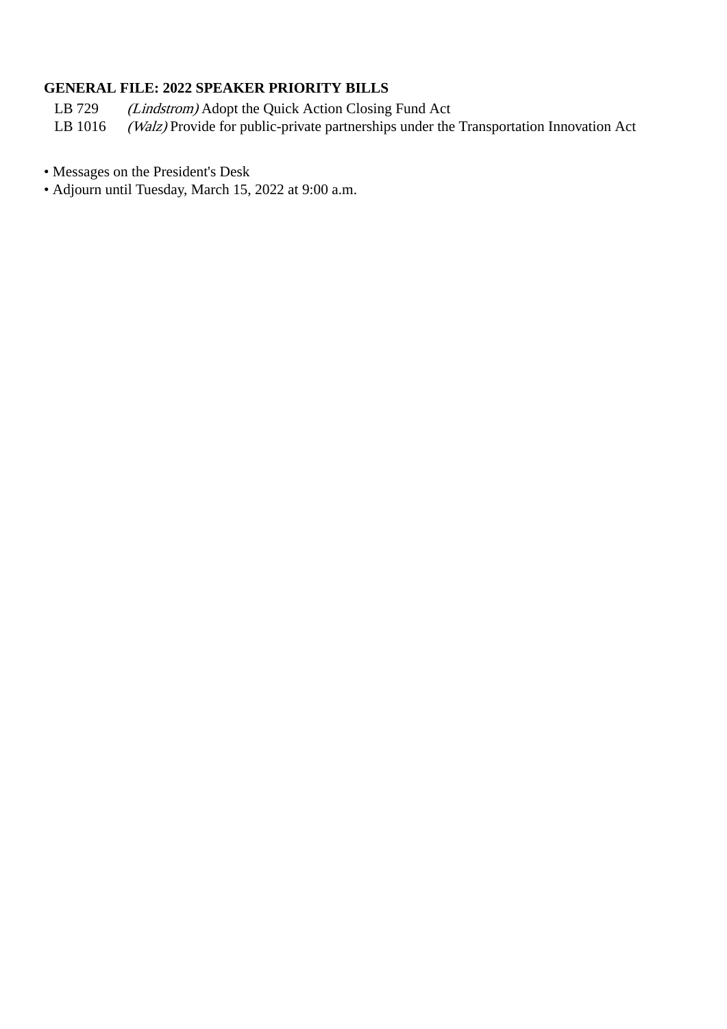**GENERAL FILE: 2022 SPEAKER PRIORITY BILLS**

LB 729 *(Lindstrom)* Adopt the Quick Action Closing Fund Act
LB 1016 *(Walz)* Provide for public-private partnerships under the Transportation Innovation Act

- Messages on the President's Desk
- Adjourn until Tuesday, March 15, 2022 at 9:00 a.m.